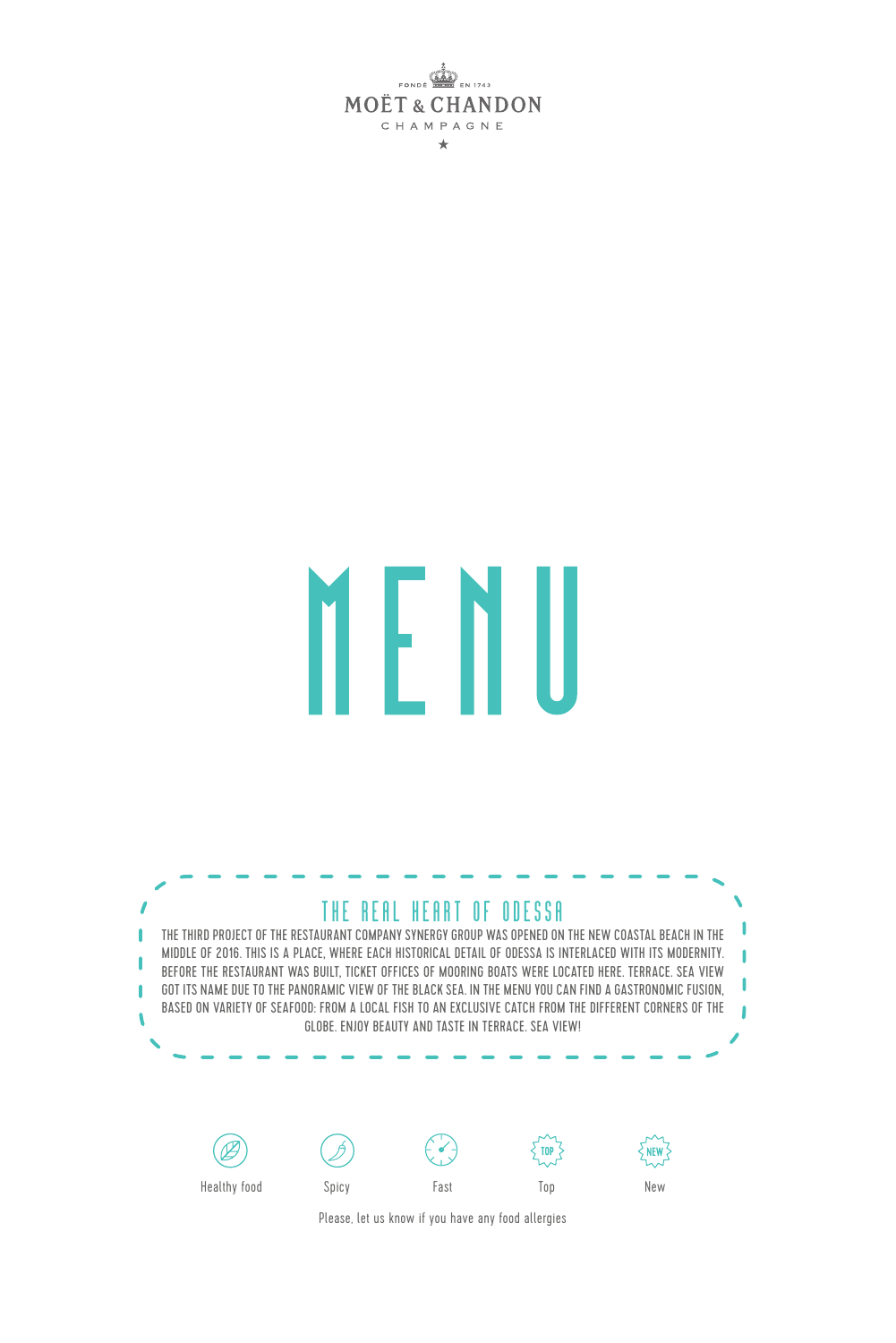MOËT & CHANDON

CHAMPAGNE

# MENU

## THE REAL HEART OF ODESSA

THE THIRD PROJECT OF THE RESTAURANT COMPANY SYNERGY GROUP WAS OPENED ON THE NEW COASTAL BEACH IN THE MIDDLE OF 2016. THIS IS A PLACE, WHERE EACH HISTORICAL DETAIL OF ODESSA IS INTERLACED WITH ITS MODERNITY. BEFORE THE RESTAURANT WAS BUILT, TICKET OFFICES OF MOORING BOATS WERE LOCATED HERE. TERRACE. SEA VIEW GOT ITS NAME DUE TO THE PANORAMIC VIEW OF THE BLACK SEA. IN THE MENU YOU CAN FIND A GASTRONOMIC FUSION, BASED ON VARIETY OF SEAFOOD: FROM A LOCAL FISH TO AN EXCLUSIVE CATCH FROM THE DIFFERENT CORNERS OF THE GLOBE. ENJOY BEAUTY AND TASTE IN TERRACE. SEA VIEW!

Healthy food | Spicy | Fast | Top | New

Please, let us know if you have any food allergies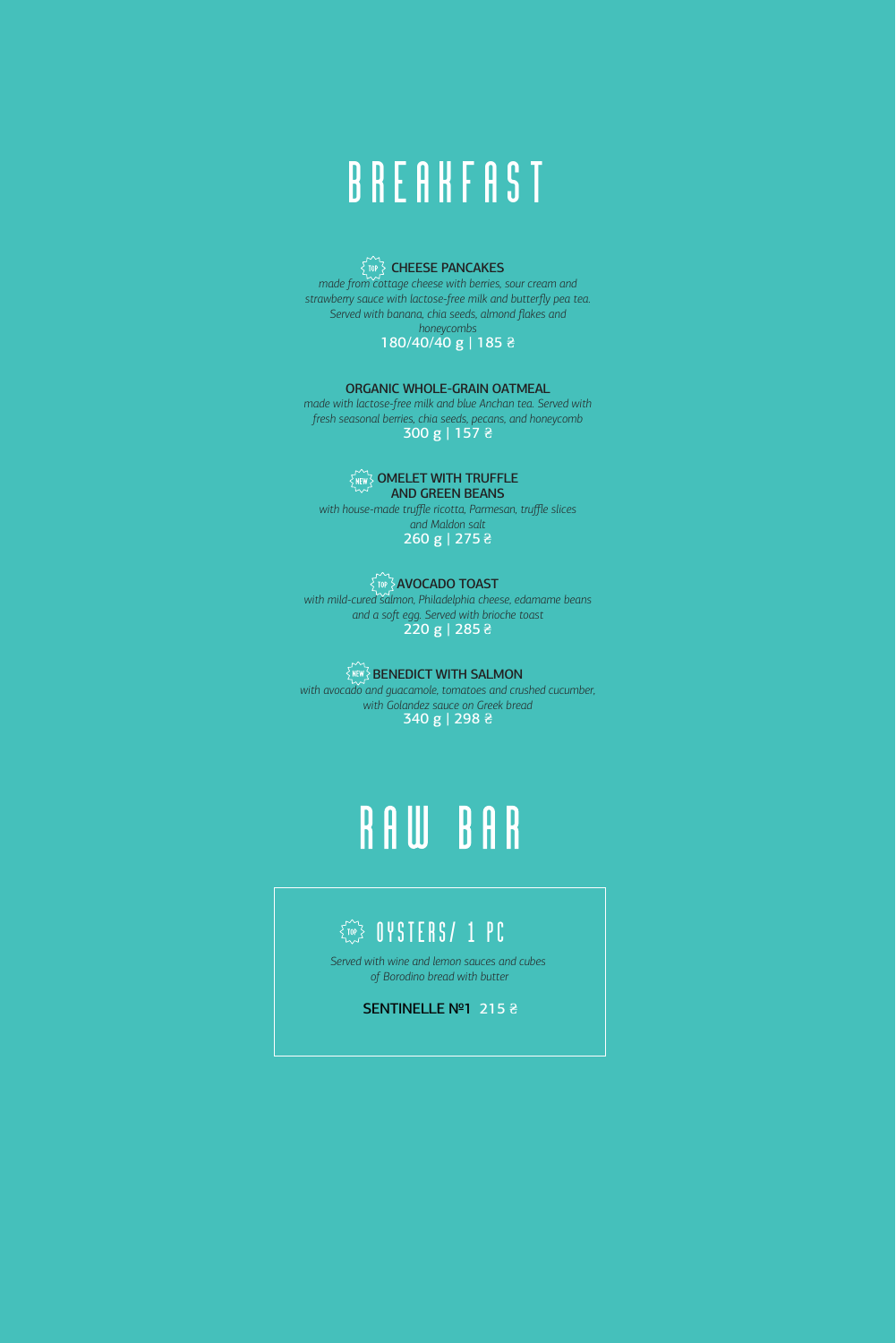# BREAKFAST

### TOP CHEESE PANCAKES

*made from cottage cheese with berries, sour cream and strawberry sauce with lactose-free milk and butterfly pea tea. Served with banana, chia seeds, almond flakes and honeycombs*

180/40/40 g | 185 ₴

### ORGANIC WHOLE-GRAIN OATMEAL

*made with lactose-free milk and blue Anchan tea. Served with fresh seasonal berries, chia seeds, pecans, and honeycomb*

300 g | 157 ₴

### NEW OMELET WITH TRUFFLE AND GREEN BEANS

*with house-made truffle ricotta, Parmesan, truffle slices and Maldon salt*

260 g | 275 ₴

### TOP AVOCADO TOAST

*with mild-cured salmon, Philadelphia cheese, edamame beans and a soft egg. Served with brioche toast*

220 g | 285 ₴

### NEW BENEDICT WITH SALMON

*with avocado and guacamole, tomatoes and crushed cucumber, with Golandez sauce on Greek bread*

340 g | 298 ₴

# RAW BAR

## TOP OYSTERS/ 1 PC

*Served with wine and lemon sauces and cubes of Borodino bread with butter*

**SENTINELLE №1** 215 ₴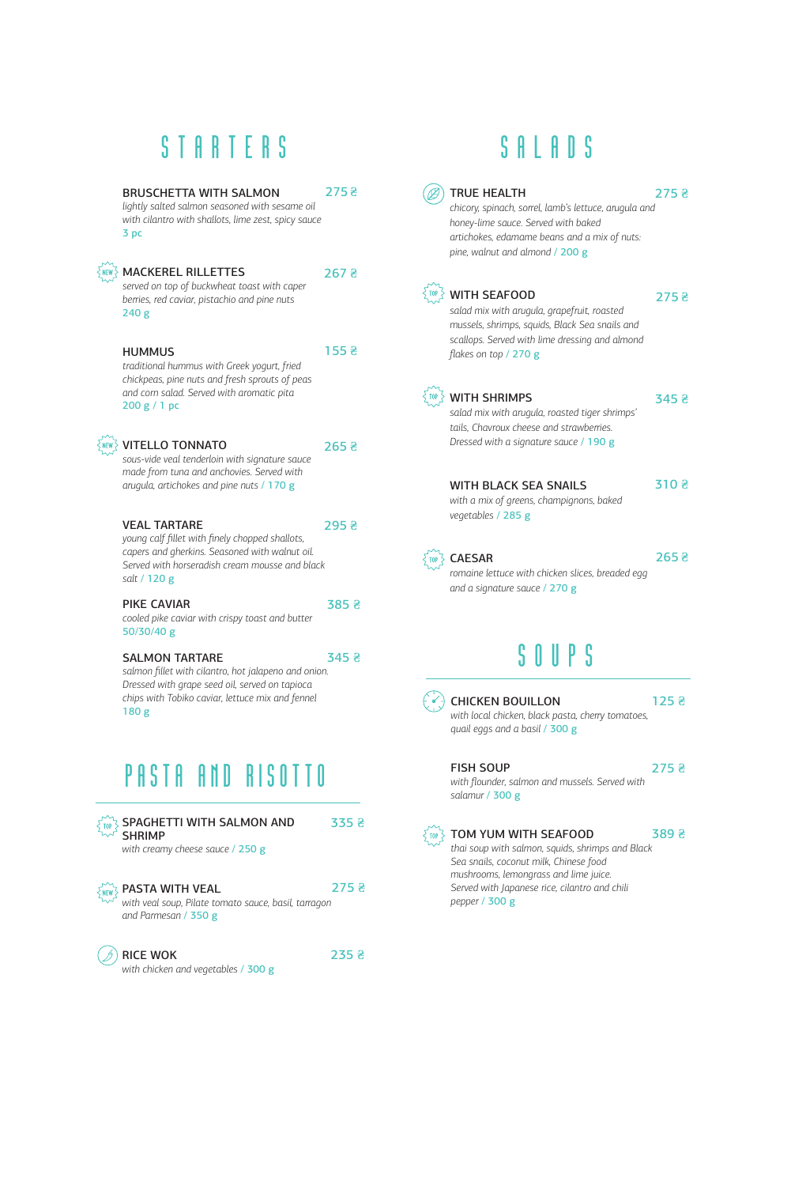# STARTERS

**BRUSCHETTA WITH SALMON** 275 ₴
*lightly salted salmon seasoned with sesame oil with cilantro with shallots, lime zest, spicy sauce*
3 pc

NEW **MACKEREL RILLETTES** 267 ₴
*served on top of buckwheat toast with caper berries, red caviar, pistachio and pine nuts*
240 g

**HUMMUS** 155 ₴
*traditional hummus with Greek yogurt, fried chickpeas, pine nuts and fresh sprouts of peas and corn salad. Served with aromatic pita*
200 g / 1 pc

NEW **VITELLO TONNATO** 265 ₴
*sous-vide veal tenderloin with signature sauce made from tuna and anchovies. Served with arugula, artichokes and pine nuts* / 170 g

**VEAL TARTARE** 295 ₴
*young calf fillet with finely chopped shallots, capers and gherkins. Seasoned with walnut oil. Served with horseradish cream mousse and black salt* / 120 g

**PIKE CAVIAR** 385 ₴
*cooled pike caviar with crispy toast and butter*
50/30/40 g

**SALMON TARTARE** 345 ₴
*salmon fillet with cilantro, hot jalapeno and onion. Dressed with grape seed oil, served on tapioca chips with Tobiko caviar, lettuce mix and fennel*
180 g

# PASTA AND RISOTTO

TOP **SPAGHETTI WITH SALMON AND SHRIMP** 335 ₴
*with creamy cheese sauce* / 250 g

NEW **PASTA WITH VEAL** 275 ₴
*with veal soup, Pilate tomato sauce, basil, tarragon and Parmesan* / 350 g

**RICE WOK** 235 ₴
*with chicken and vegetables* / 300 g

# SALADS

**TRUE HEALTH** 275 ₴
*chicory, spinach, sorrel, lamb's lettuce, arugula and honey-lime sauce. Served with baked artichokes, edamame beans and a mix of nuts: pine, walnut and almond* / 200 g

TOP **WITH SEAFOOD** 275 ₴
*salad mix with arugula, grapefruit, roasted mussels, shrimps, squids, Black Sea snails and scallops. Served with lime dressing and almond flakes on top* / 270 g

TOP **WITH SHRIMPS** 345 ₴
*salad mix with arugula, roasted tiger shrimps' tails, Chavroux cheese and strawberries. Dressed with a signature sauce* / 190 g

**WITH BLACK SEA SNAILS** 310 ₴
*with a mix of greens, champignons, baked vegetables* / 285 g

TOP **CAESAR** 265 ₴
*romaine lettuce with chicken slices, breaded egg and a signature sauce* / 270 g

# SOUPS

**CHICKEN BOUILLON** 125 ₴
*with local chicken, black pasta, cherry tomatoes, quail eggs and a basil* / 300 g

**FISH SOUP** 275 ₴
*with flounder, salmon and mussels. Served with salamur* / 300 g

TOP **TOM YUM WITH SEAFOOD** 389 ₴
*thai soup with salmon, squids, shrimps and Black Sea snails, coconut milk, Chinese food mushrooms, lemongrass and lime juice. Served with Japanese rice, cilantro and chili pepper* / 300 g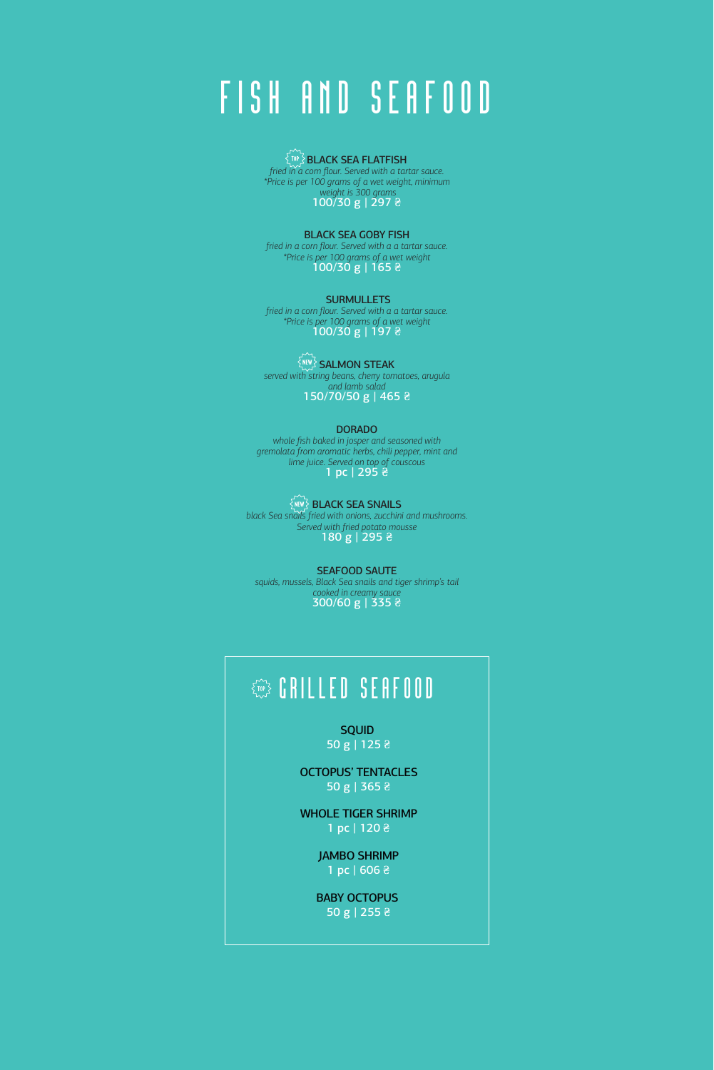# FISH AND SEAFOOD

TOP **BLACK SEA FLATFISH**
*fried in a corn flour. Served with a tartar sauce.*
*\*Price is per 100 grams of a wet weight, minimum weight is 300 grams*
100/30 g | 297 ₴

**BLACK SEA GOBY FISH**
*fried in a corn flour. Served with a a tartar sauce.*
*\*Price is per 100 grams of a wet weight*
100/30 g | 165 ₴

**SURMULLETS**
*fried in a corn flour. Served with a a tartar sauce.*
*\*Price is per 100 grams of a wet weight*
100/30 g | 197 ₴

NEW **SALMON STEAK**
*served with string beans, cherry tomatoes, arugula and lamb salad*
150/70/50 g | 465 ₴

**DORADO**
*whole fish baked in josper and seasoned with gremolata from aromatic herbs, chili pepper, mint and lime juice. Served on top of couscous*
1 pc | 295 ₴

NEW **BLACK SEA SNAILS**
*black Sea snails fried with onions, zucchini and mushrooms. Served with fried potato mousse*
180 g | 295 ₴

**SEAFOOD SAUTE**
*squids, mussels, Black Sea snails and tiger shrimp's tail cooked in creamy sauce*
300/60 g | 335 ₴

## TOP GRILLED SEAFOOD

**SQUID**
50 g | 125 ₴

**OCTOPUS' TENTACLES**
50 g | 365 ₴

**WHOLE TIGER SHRIMP**
1 pc | 120 ₴

**JAMBO SHRIMP**
1 pc | 606 ₴

**BABY OCTOPUS**
50 g | 255 ₴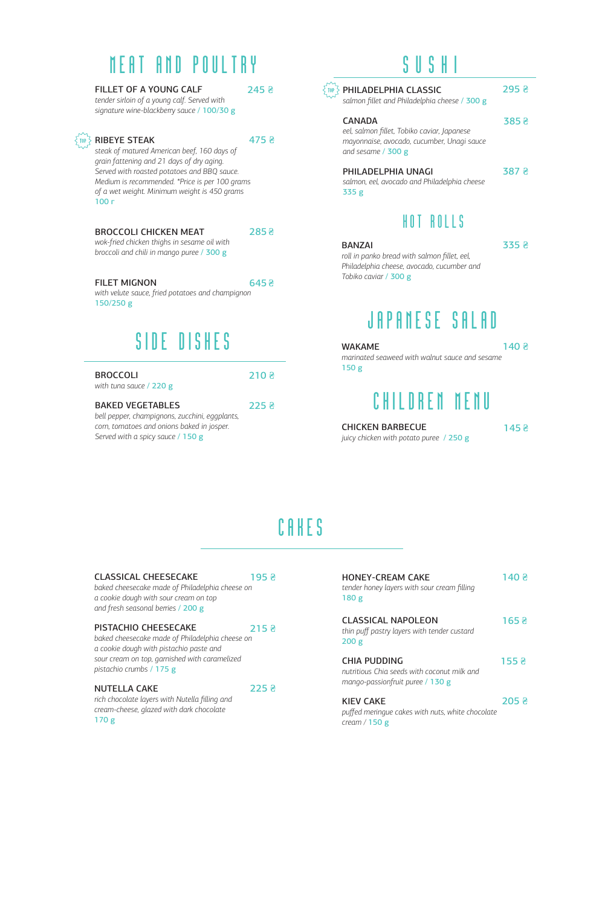## MEAT AND POULTRY

**FILLET OF A YOUNG CALF** — 245 ₴
*tender sirloin of a young calf. Served with signature wine-blackberry sauce* / 100/30 g

TOP **RIBEYE STEAK** — 475 ₴
*steak of matured American beef, 160 days of grain fattening and 21 days of dry aging. Served with roasted potatoes and BBQ sauce. Medium is recommended. *Price is per 100 grams of a wet weight. Minimum weight is 450 grams*
100 г

**BROCCOLI CHICKEN MEAT** — 285 ₴
*wok-fried chicken thighs in sesame oil with broccoli and chili in mango puree* / 300 g

**FILET MIGNON** — 645 ₴
*with velute sauce, fried potatoes and champignon*
150/250 g

## SIDE DISHES

**BROCCOLI** — 210 ₴
*with tuna sauce* / 220 g

**BAKED VEGETABLES** — 225 ₴
*bell pepper, champignons, zucchini, eggplants, corn, tomatoes and onions baked in josper. Served with a spicy sauce* / 150 g

## SUSHI

TOP **PHILADELPHIA CLASSIC** — 295 ₴
*salmon fillet and Philadelphia cheese* / 300 g

**CANADA** — 385 ₴
*eel, salmon fillet, Tobiko caviar, Japanese mayonnaise, avocado, cucumber, Unagi sauce and sesame* / 300 g

**PHILADELPHIA UNAGI** — 387 ₴
*salmon, eel, avocado and Philadelphia cheese*
335 g

## HOT ROLLS

**BANZAI** — 335 ₴
*roll in panko bread with salmon fillet, eel, Philadelphia cheese, avocado, cucumber and Tobiko caviar* / 300 g

## JAPANESE SALAD

**WAKAME** — 140 ₴
*marinated seaweed with walnut sauce and sesame*
150 g

## CHILDREN MENU

**CHICKEN BARBECUE** — 145 ₴
*juicy chicken with potato puree* / 250 g

## CAKES

**CLASSICAL CHEESECAKE** — 195 ₴
*baked cheesecake made of Philadelphia cheese on a cookie dough with sour cream on top and fresh seasonal berries* / 200 g

**PISTACHIO CHEESECAKE** — 215 ₴
*baked cheesecake made of Philadelphia cheese on a cookie dough with pistachio paste and sour cream on top, garnished with caramelized pistachio crumbs* / 175 g

**NUTELLA CAKE** — 225 ₴
*rich chocolate layers with Nutella filling and cream-cheese, glazed with dark chocolate*
170 g

**HONEY-CREAM CAKE** — 140 ₴
*tender honey layers with sour cream filling*
180 g

**CLASSICAL NAPOLEON** — 165 ₴
*thin puff pastry layers with tender custard*
200 g

**CHIA PUDDING** — 155 ₴
*nutritious Chia seeds with coconut milk and mango-passionfruit puree* / 130 g

**KIEV CAKE** — 205 ₴
*puffed meringue cakes with nuts, white chocolate cream* / 150 g